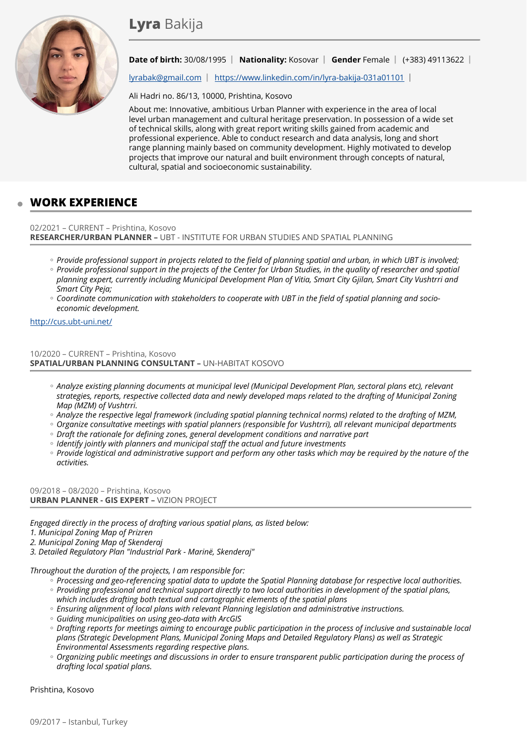# **Lyra** Bakija

**Date of birth:** 30/08/1995 | **Nationality:** Kosovar | **Gender** Female | (+383) 49113622 |

lyrabak@gmail.com | https://www.linkedin.com/in/lyra-bakija-031a01101 |

Ali Hadri no. 86/13, 10000, Prishtina, Kosovo

About me: Innovative, ambitious Urban Planner with experience in the area of local level urban management and cultural heritage preservation. In possession of a wide set of technical skills, along with great report writing skills gained from academic and professional experience. Able to conduct research and data analysis, long and short range planning mainly based on community development. Highly motivated to develop projects that improve our natural and built environment through concepts of natural, cultural, spatial and socioeconomic sustainability.

## WORK EXPERIENCE

02/2021 – CURRENT – Prishtina, Kosovo
**RESEARCHER/URBAN PLANNER –** UBT - INSTITUTE FOR URBAN STUDIES AND SPATIAL PLANNING

- *Provide professional support in projects related to the field of planning spatial and urban, in which UBT is involved;*
- *Provide professional support in the projects of the Center for Urban Studies, in the quality of researcher and spatial planning expert, currently including Municipal Development Plan of Vitia, Smart City Gjilan, Smart City Vushtrri and Smart City Peja;*
- *Coordinate communication with stakeholders to cooperate with UBT in the field of spatial planning and socio-economic development.*

http://cus.ubt-uni.net/

10/2020 – CURRENT – Prishtina, Kosovo
**SPATIAL/URBAN PLANNING CONSULTANT –** UN-HABITAT KOSOVO

- *Analyze existing planning documents at municipal level (Municipal Development Plan, sectoral plans etc), relevant strategies, reports, respective collected data and newly developed maps related to the drafting of Municipal Zoning Map (MZM) of Vushtrri.*
- *Analyze the respective legal framework (including spatial planning technical norms) related to the drafting of MZM,*
- *Organize consultative meetings with spatial planners (responsible for Vushtrri), all relevant municipal departments*
- *Draft the rationale for defining zones, general development conditions and narrative part*
- *Identify jointly with planners and municipal staff the actual and future investments*
- *Provide logistical and administrative support and perform any other tasks which may be required by the nature of the activities.*

09/2018 – 08/2020 – Prishtina, Kosovo
**URBAN PLANNER - GIS EXPERT –** VIZION PROJECT

*Engaged directly in the process of drafting various spatial plans, as listed below:*
*1. Municipal Zoning Map of Prizren*
*2. Municipal Zoning Map of Skenderaj*
*3. Detailed Regulatory Plan "Industrial Park - Marinë, Skenderaj"*

*Throughout the duration of the projects, I am responsible for:*

- *Processing and geo-referencing spatial data to update the Spatial Planning database for respective local authorities.*
- *Providing professional and technical support directly to two local authorities in development of the spatial plans, which includes drafting both textual and cartographic elements of the spatial plans*
- *Ensuring alignment of local plans with relevant Planning legislation and administrative instructions.*
- *Guiding municipalities on using geo-data with ArcGIS*
- *Drafting reports for meetings aiming to encourage public participation in the process of inclusive and sustainable local plans (Strategic Development Plans, Municipal Zoning Maps and Detailed Regulatory Plans) as well as Strategic Environmental Assessments regarding respective plans.*
- *Organizing public meetings and discussions in order to ensure transparent public participation during the process of drafting local spatial plans.*

Prishtina, Kosovo

09/2017 – Istanbul, Turkey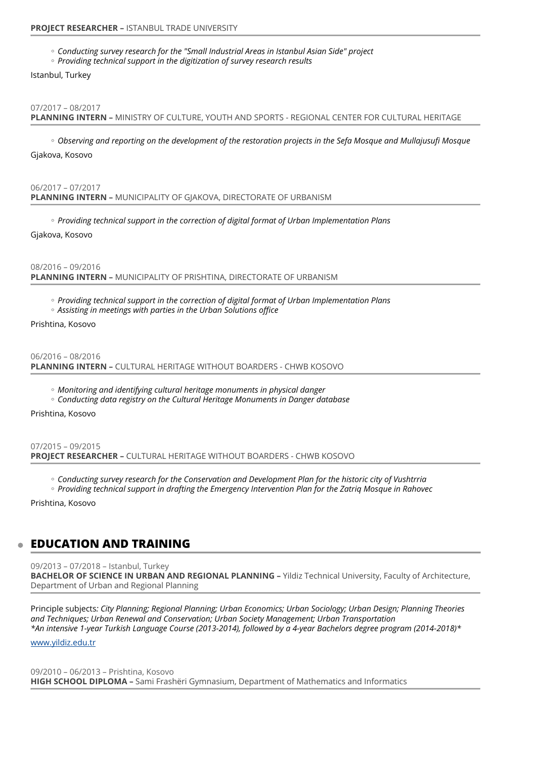**PROJECT RESEARCHER –** ISTANBUL TRADE UNIVERSITY

- *Conducting survey research for the "Small Industrial Areas in Istanbul Asian Side" project*
- *Providing technical support in the digitization of survey research results*

Istanbul, Turkey

07/2017 – 08/2017
**PLANNING INTERN –** MINISTRY OF CULTURE, YOUTH AND SPORTS - REGIONAL CENTER FOR CULTURAL HERITAGE

- *Observing and reporting on the development of the restoration projects in the Sefa Mosque and Mullajusufi Mosque*

Gjakova, Kosovo

06/2017 – 07/2017
**PLANNING INTERN –** MUNICIPALITY OF GJAKOVA, DIRECTORATE OF URBANISM

- *Providing technical support in the correction of digital format of Urban Implementation Plans*

Gjakova, Kosovo

08/2016 – 09/2016
**PLANNING INTERN –** MUNICIPALITY OF PRISHTINA, DIRECTORATE OF URBANISM

- *Providing technical support in the correction of digital format of Urban Implementation Plans*
- *Assisting in meetings with parties in the Urban Solutions office*

Prishtina, Kosovo

06/2016 – 08/2016
**PLANNING INTERN –** CULTURAL HERITAGE WITHOUT BOARDERS - CHWB KOSOVO

- *Monitoring and identifying cultural heritage monuments in physical danger*
- *Conducting data registry on the Cultural Heritage Monuments in Danger database*

Prishtina, Kosovo

07/2015 – 09/2015
**PROJECT RESEARCHER –** CULTURAL HERITAGE WITHOUT BOARDERS - CHWB KOSOVO

- *Conducting survey research for the Conservation and Development Plan for the historic city of Vushtrria*
- *Providing technical support in drafting the Emergency Intervention Plan for the Zatriq Mosque in Rahovec*

Prishtina, Kosovo

## EDUCATION AND TRAINING

09/2013 – 07/2018 – Istanbul, Turkey
**BACHELOR OF SCIENCE IN URBAN AND REGIONAL PLANNING –** Yildiz Technical University, Faculty of Architecture, Department of Urban and Regional Planning

Principle subjects: *City Planning; Regional Planning; Urban Economics; Urban Sociology; Urban Design; Planning Theories and Techniques; Urban Renewal and Conservation; Urban Society Management; Urban Transportation*
**An intensive 1-year Turkish Language Course (2013-2014), followed by a 4-year Bachelors degree program (2014-2018)**

[www.yildiz.edu.tr](http://www.yildiz.edu.tr)

09/2010 – 06/2013 – Prishtina, Kosovo
**HIGH SCHOOL DIPLOMA –** Sami Frashëri Gymnasium, Department of Mathematics and Informatics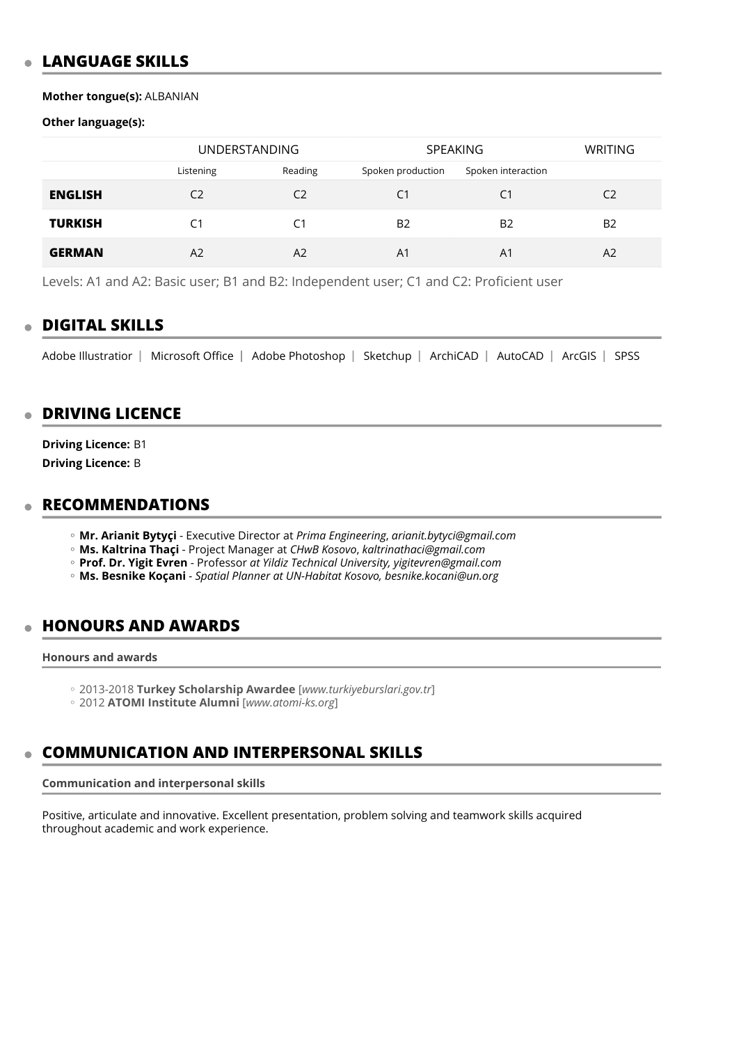## LANGUAGE SKILLS

**Mother tongue(s):** ALBANIAN

**Other language(s):**

| | UNDERSTANDING | | SPEAKING | | WRITING |
|---|---|---|---|---|---|
| | Listening | Reading | Spoken production | Spoken interaction | |
| **ENGLISH** | C2 | C2 | C1 | C1 | C2 |
| **TURKISH** | C1 | C1 | B2 | B2 | B2 |
| **GERMAN** | A2 | A2 | A1 | A1 | A2 |

Levels: A1 and A2: Basic user; B1 and B2: Independent user; C1 and C2: Proficient user

## DIGITAL SKILLS

Adobe Illustratior | Microsoft Office | Adobe Photoshop | Sketchup | ArchiCAD | AutoCAD | ArcGIS | SPSS

## DRIVING LICENCE

**Driving Licence:** B1

**Driving Licence:** B

## RECOMMENDATIONS

- **Mr. Arianit Bytyçi** - Executive Director at *Prima Engineering*, *arianit.bytyci@gmail.com*
- **Ms. Kaltrina Thaçi** - Project Manager at *CHwB Kosovo*, *kaltrinathaci@gmail.com*
- **Prof. Dr. Yigit Evren** - Professor *at Yildiz Technical University, yigitevren@gmail.com*
- **Ms. Besnike Koçani** - *Spatial Planner at UN-Habitat Kosovo, besnike.kocani@un.org*

## HONOURS AND AWARDS

**Honours and awards**

- 2013-2018 **Turkey Scholarship Awardee** [*www.turkiyeburslari.gov.tr*]
- 2012 **ATOMI Institute Alumni** [*www.atomi-ks.org*]

## COMMUNICATION AND INTERPERSONAL SKILLS

**Communication and interpersonal skills**

Positive, articulate and innovative. Excellent presentation, problem solving and teamwork skills acquired throughout academic and work experience.